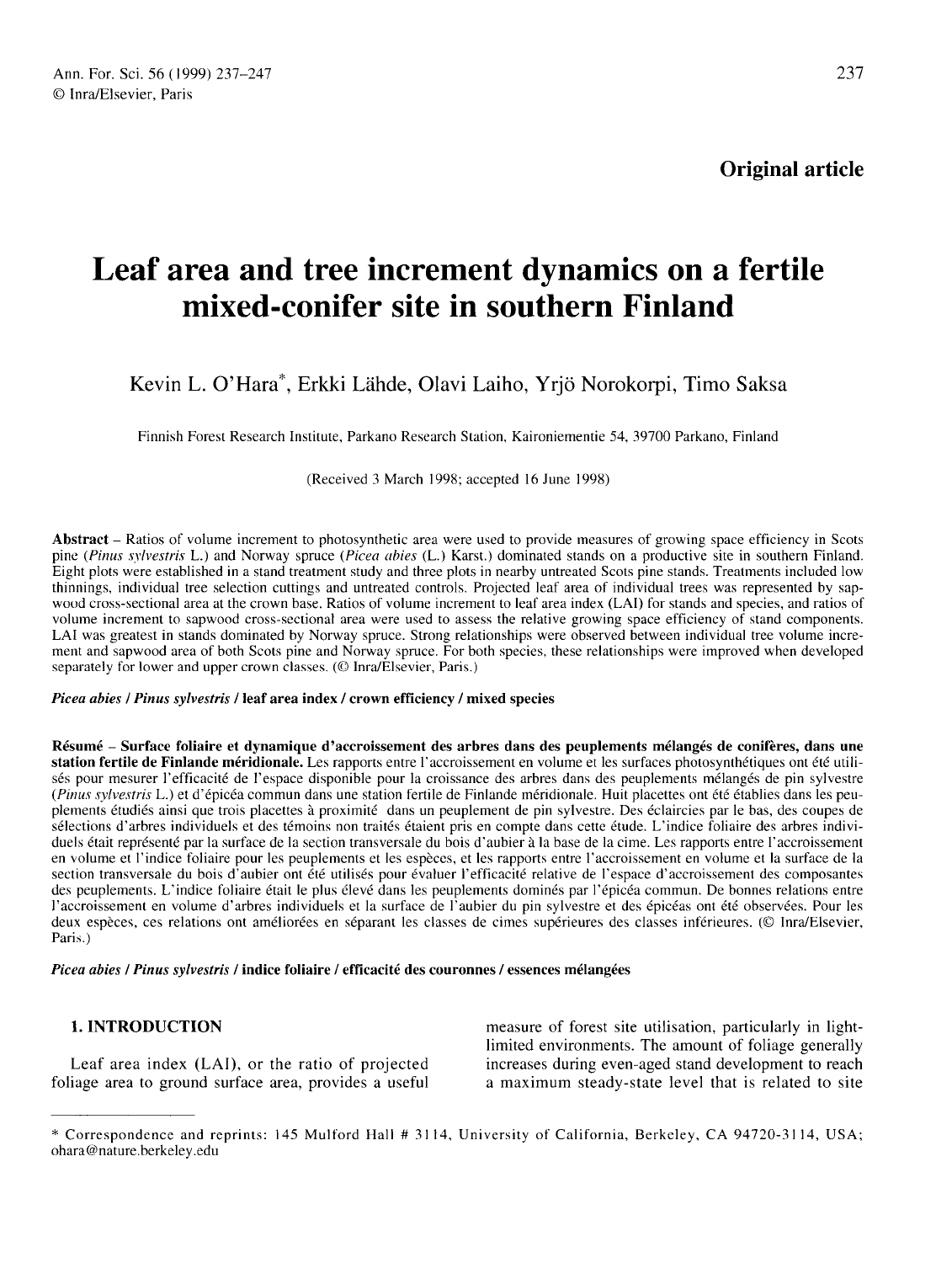**Original article**

# Leaf area and tree increment dynamics on a fertile mixed-conifer site in southern Finland

Kevin L. O'Hara*, Erkki Lähde, Olavi Laiho, Yrjö Norokorpi, Timo Saksa

Finnish Forest Research Institute, Parkano Research Station, Kaironiementie 54, 39700 Parkano, Finland

(Received 3 March 1998; accepted 16 June 1998)

**Abstract** – Ratios of volume increment to photosynthetic area were used to provide measures of growing space efficiency in Scots pine (*Pinus sylvestris* L.) and Norway spruce (*Picea abies* (L.) Karst.) dominated stands on a productive site in southern Finland. Eight plots were established in a stand treatment study and three plots in nearby untreated Scots pine stands. Treatments included low thinnings, individual tree selection cuttings and untreated controls. Projected leaf area of individual trees was represented by sapwood cross-sectional area at the crown base. Ratios of volume increment to leaf area index (LAI) for stands and species, and ratios of volume increment to sapwood cross-sectional area were used to assess the relative growing space efficiency of stand components. LAI was greatest in stands dominated by Norway spruce. Strong relationships were observed between individual tree volume increment and sapwood area of both Scots pine and Norway spruce. For both species, these relationships were improved when developed separately for lower and upper crown classes. (© Inra/Elsevier, Paris.)

***Picea abies* / *Pinus sylvestris* / leaf area index / crown efficiency / mixed species**

**Résumé – Surface foliaire et dynamique d'accroissement des arbres dans des peuplements mélangés de conifères, dans une station fertile de Finlande méridionale.** Les rapports entre l'accroissement en volume et les surfaces photosynthétiques ont été utilisés pour mesurer l'efficacité de l'espace disponible pour la croissance des arbres dans des peuplements mélangés de pin sylvestre (*Pinus sylvestris* L.) et d'épicéa commun dans une station fertile de Finlande méridionale. Huit placettes ont été établies dans les peuplements étudiés ainsi que trois placettes à proximité dans un peuplement de pin sylvestre. Des éclaircies par le bas, des coupes de sélections d'arbres individuels et des témoins non traités étaient pris en compte dans cette étude. L'indice foliaire des arbres individuels était représenté par la surface de la section transversale du bois d'aubier à la base de la cime. Les rapports entre l'accroissement en volume et l'indice foliaire pour les peuplements et les espèces, et les rapports entre l'accroissement en volume et la surface de la section transversale du bois d'aubier ont été utilisés pour évaluer l'efficacité relative de l'espace d'accroissement des composantes des peuplements. L'indice foliaire était le plus élevé dans les peuplements dominés par l'épicéa commun. De bonnes relations entre l'accroissement en volume d'arbres individuels et la surface de l'aubier du pin sylvestre et des épicéas ont été observées. Pour les deux espèces, ces relations ont améliorées en séparant les classes de cimes supérieures des classes inférieures. (© Inra/Elsevier, Paris.)

***Picea abies* / *Pinus sylvestris* / indice foliaire / efficacité des couronnes / essences mélangées**

## 1. INTRODUCTION

Leaf area index (LAI), or the ratio of projected foliage area to ground surface area, provides a useful measure of forest site utilisation, particularly in light-limited environments. The amount of foliage generally increases during even-aged stand development to reach a maximum steady-state level that is related to site

---

* Correspondence and reprints: 145 Mulford Hall # 3114, University of California, Berkeley, CA 94720-3114, USA; ohara@nature.berkeley.edu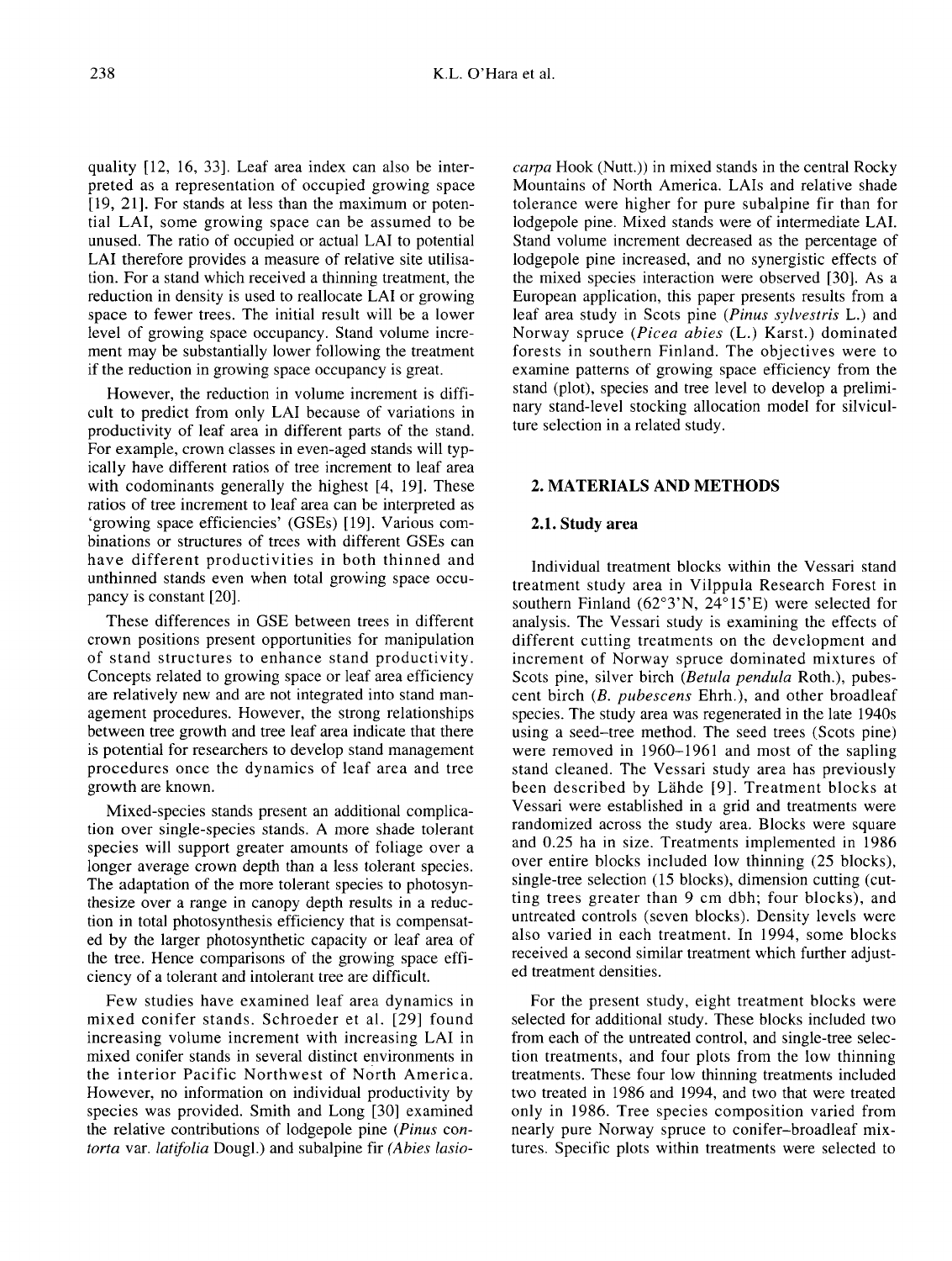quality [12, 16, 33]. Leaf area index can also be interpreted as a representation of occupied growing space [19, 21]. For stands at less than the maximum or potential LAI, some growing space can be assumed to be unused. The ratio of occupied or actual LAI to potential LAI therefore provides a measure of relative site utilisation. For a stand which received a thinning treatment, the reduction in density is used to reallocate LAI or growing space to fewer trees. The initial result will be a lower level of growing space occupancy. Stand volume increment may be substantially lower following the treatment if the reduction in growing space occupancy is great.

However, the reduction in volume increment is difficult to predict from only LAI because of variations in productivity of leaf area in different parts of the stand. For example, crown classes in even-aged stands will typically have different ratios of tree increment to leaf area with codominants generally the highest [4, 19]. These ratios of tree increment to leaf area can be interpreted as 'growing space efficiencies' (GSEs) [19]. Various combinations or structures of trees with different GSEs can have different productivities in both thinned and unthinned stands even when total growing space occupancy is constant [20].

These differences in GSE between trees in different crown positions present opportunities for manipulation of stand structures to enhance stand productivity. Concepts related to growing space or leaf area efficiency are relatively new and are not integrated into stand management procedures. However, the strong relationships between tree growth and tree leaf area indicate that there is potential for researchers to develop stand management procedures once the dynamics of leaf area and tree growth are known.

Mixed-species stands present an additional complication over single-species stands. A more shade tolerant species will support greater amounts of foliage over a longer average crown depth than a less tolerant species. The adaptation of the more tolerant species to photosynthesize over a range in canopy depth results in a reduction in total photosynthesis efficiency that is compensated by the larger photosynthetic capacity or leaf area of the tree. Hence comparisons of the growing space efficiency of a tolerant and intolerant tree are difficult.

Few studies have examined leaf area dynamics in mixed conifer stands. Schroeder et al. [29] found increasing volume increment with increasing LAI in mixed conifer stands in several distinct environments in the interior Pacific Northwest of North America. However, no information on individual productivity by species was provided. Smith and Long [30] examined the relative contributions of lodgepole pine (*Pinus contorta* var. *latifolia* Dougl.) and subalpine fir (*Abies lasiocarpa* Hook (Nutt.)) in mixed stands in the central Rocky Mountains of North America. LAIs and relative shade tolerance were higher for pure subalpine fir than for lodgepole pine. Mixed stands were of intermediate LAI. Stand volume increment decreased as the percentage of lodgepole pine increased, and no synergistic effects of the mixed species interaction were observed [30]. As a European application, this paper presents results from a leaf area study in Scots pine (*Pinus sylvestris* L.) and Norway spruce (*Picea abies* (L.) Karst.) dominated forests in southern Finland. The objectives were to examine patterns of growing space efficiency from the stand (plot), species and tree level to develop a preliminary stand-level stocking allocation model for silviculture selection in a related study.

## 2. MATERIALS AND METHODS

### 2.1. Study area

Individual treatment blocks within the Vessari stand treatment study area in Vilppula Research Forest in southern Finland (62°3'N, 24°15'E) were selected for analysis. The Vessari study is examining the effects of different cutting treatments on the development and increment of Norway spruce dominated mixtures of Scots pine, silver birch (*Betula pendula* Roth.), pubescent birch (*B. pubescens* Ehrh.), and other broadleaf species. The study area was regenerated in the late 1940s using a seed-tree method. The seed trees (Scots pine) were removed in 1960–1961 and most of the sapling stand cleaned. The Vessari study area has previously been described by Lähde [9]. Treatment blocks at Vessari were established in a grid and treatments were randomized across the study area. Blocks were square and 0.25 ha in size. Treatments implemented in 1986 over entire blocks included low thinning (25 blocks), single-tree selection (15 blocks), dimension cutting (cutting trees greater than 9 cm dbh; four blocks), and untreated controls (seven blocks). Density levels were also varied in each treatment. In 1994, some blocks received a second similar treatment which further adjusted treatment densities.

For the present study, eight treatment blocks were selected for additional study. These blocks included two from each of the untreated control, and single-tree selection treatments, and four plots from the low thinning treatments. These four low thinning treatments included two treated in 1986 and 1994, and two that were treated only in 1986. Tree species composition varied from nearly pure Norway spruce to conifer–broadleaf mixtures. Specific plots within treatments were selected to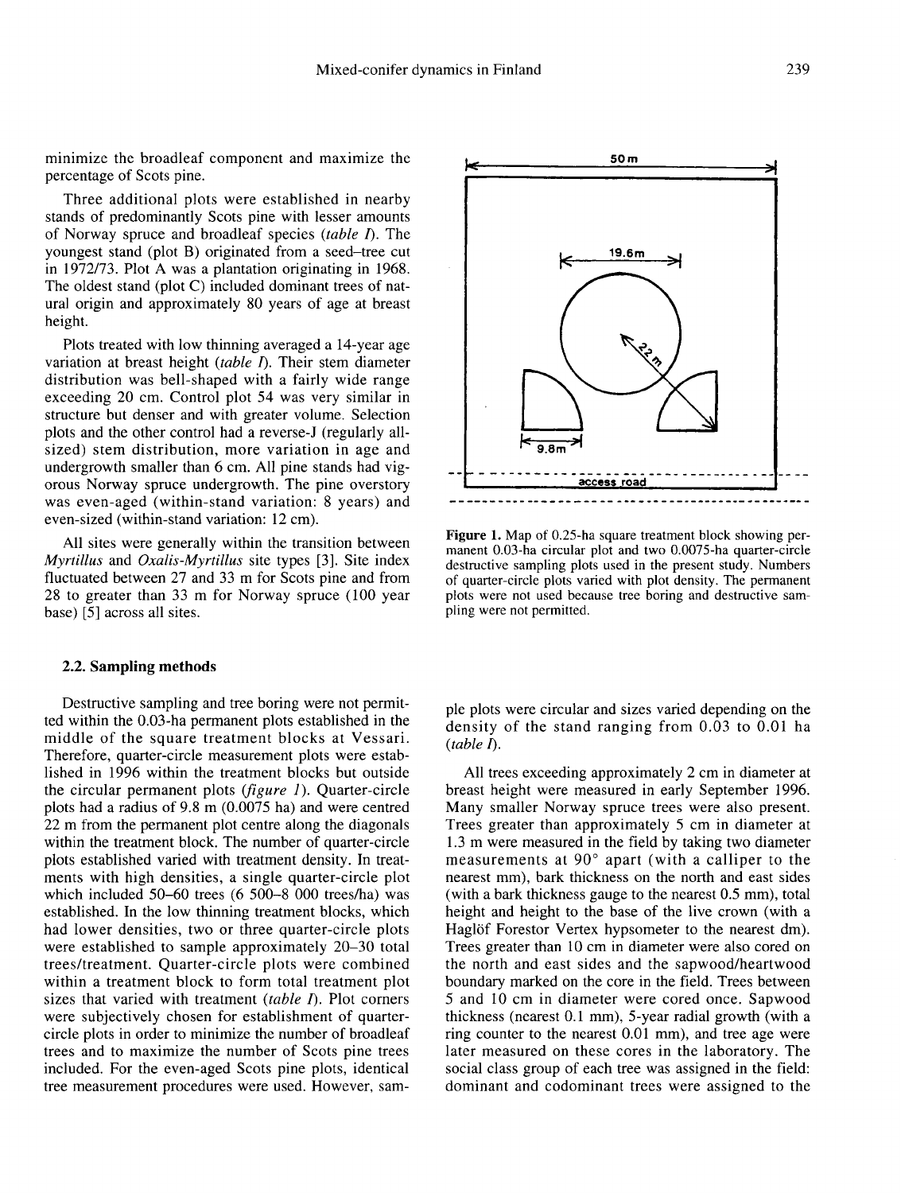minimize the broadleaf component and maximize the percentage of Scots pine.

Three additional plots were established in nearby stands of predominantly Scots pine with lesser amounts of Norway spruce and broadleaf species (*table I*). The youngest stand (plot B) originated from a seed–tree cut in 1972/73. Plot A was a plantation originating in 1968. The oldest stand (plot C) included dominant trees of natural origin and approximately 80 years of age at breast height.

Plots treated with low thinning averaged a 14-year age variation at breast height (*table I*). Their stem diameter distribution was bell-shaped with a fairly wide range exceeding 20 cm. Control plot 54 was very similar in structure but denser and with greater volume. Selection plots and the other control had a reverse-J (regularly all-sized) stem distribution, more variation in age and undergrowth smaller than 6 cm. All pine stands had vigorous Norway spruce undergrowth. The pine overstory was even-aged (within-stand variation: 8 years) and even-sized (within-stand variation: 12 cm).

All sites were generally within the transition between *Myrtillus* and *Oxalis-Myrtillus* site types [3]. Site index fluctuated between 27 and 33 m for Scots pine and from 28 to greater than 33 m for Norway spruce (100 year base) [5] across all sites.

**Figure 1.** Map of 0.25-ha square treatment block showing permanent 0.03-ha circular plot and two 0.0075-ha quarter-circle destructive sampling plots used in the present study. Numbers of quarter-circle plots varied with plot density. The permanent plots were not used because tree boring and destructive sampling were not permitted.

## 2.2. Sampling methods

Destructive sampling and tree boring were not permitted within the 0.03-ha permanent plots established in the middle of the square treatment blocks at Vessari. Therefore, quarter-circle measurement plots were established in 1996 within the treatment blocks but outside the circular permanent plots (*figure 1*). Quarter-circle plots had a radius of 9.8 m (0.0075 ha) and were centred 22 m from the permanent plot centre along the diagonals within the treatment block. The number of quarter-circle plots established varied with treatment density. In treatments with high densities, a single quarter-circle plot which included 50–60 trees (6 500–8 000 trees/ha) was established. In the low thinning treatment blocks, which had lower densities, two or three quarter-circle plots were established to sample approximately 20–30 total trees/treatment. Quarter-circle plots were combined within a treatment block to form total treatment plot sizes that varied with treatment (*table I*). Plot corners were subjectively chosen for establishment of quarter-circle plots in order to minimize the number of broadleaf trees and to maximize the number of Scots pine trees included. For the even-aged Scots pine plots, identical tree measurement procedures were used. However, sample plots were circular and sizes varied depending on the density of the stand ranging from 0.03 to 0.01 ha (*table I*).

All trees exceeding approximately 2 cm in diameter at breast height were measured in early September 1996. Many smaller Norway spruce trees were also present. Trees greater than approximately 5 cm in diameter at 1.3 m were measured in the field by taking two diameter measurements at 90° apart (with a calliper to the nearest mm), bark thickness on the north and east sides (with a bark thickness gauge to the nearest 0.5 mm), total height and height to the base of the live crown (with a Haglöf Forestor Vertex hypsometer to the nearest dm). Trees greater than 10 cm in diameter were also cored on the north and east sides and the sapwood/heartwood boundary marked on the core in the field. Trees between 5 and 10 cm in diameter were cored once. Sapwood thickness (nearest 0.1 mm), 5-year radial growth (with a ring counter to the nearest 0.01 mm), and tree age were later measured on these cores in the laboratory. The social class group of each tree was assigned in the field: dominant and codominant trees were assigned to the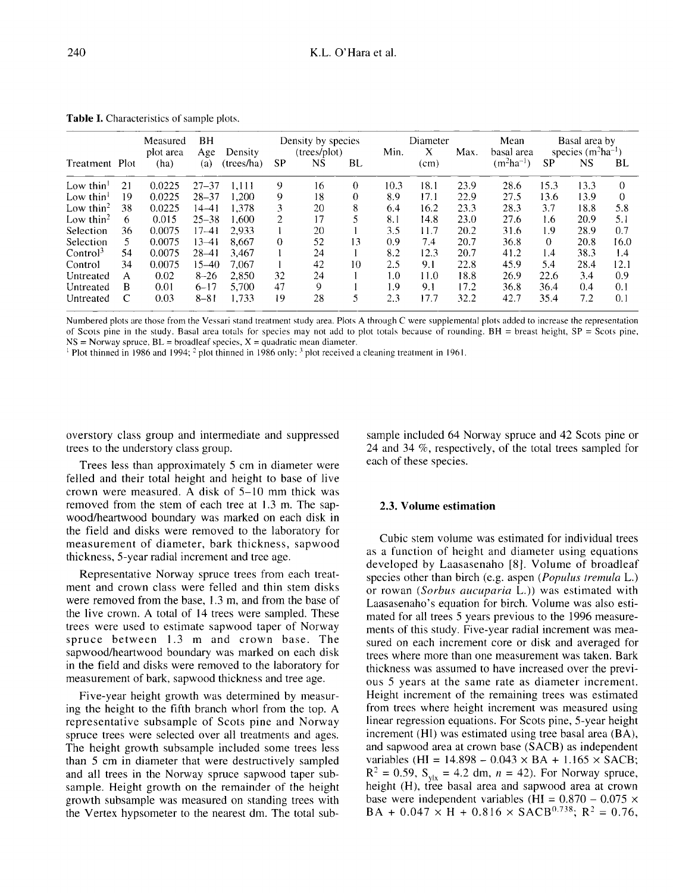**Table I.** Characteristics of sample plots.

| Treatment | Plot | Measured plot area (ha) | BH Age (a) | Density (trees/ha) | Density by species (trees/plot) | | | Diameter | | | Mean basal area ($m^2ha^{-1}$) | Basal area by species ($m^2ha^{-1}$) | | |
|---|---|---|---|---|---|---|---|---|---|---|---|---|---|---|
| | | | | | SP | NS | BL | Min. | X | Max. | | SP | NS | BL |
| | | | | | | | | | (cm) | | | | | |
| Low thin[1] | 21 | 0.0225 | 27–37 | 1,111 | 9 | 16 | 0 | 10.3 | 18.1 | 23.9 | 28.6 | 15.3 | 13.3 | 0 |
| Low thin[1] | 19 | 0.0225 | 28–37 | 1,200 | 9 | 18 | 0 | 8.9 | 17.1 | 22.9 | 27.5 | 13.6 | 13.9 | 0 |
| Low thin[2] | 38 | 0.0225 | 14–41 | 1,378 | 3 | 20 | 8 | 6.4 | 16.2 | 23.3 | 28.3 | 3.7 | 18.8 | 5.8 |
| Low thin[2] | 6 | 0.015 | 25–38 | 1,600 | 2 | 17 | 5 | 8.1 | 14.8 | 23.0 | 27.6 | 1.6 | 20.9 | 5.1 |
| Selection | 36 | 0.0075 | 17–41 | 2,933 | 1 | 20 | 1 | 3.5 | 11.7 | 20.2 | 31.6 | 1.9 | 28.9 | 0.7 |
| Selection | 5 | 0.0075 | 13–41 | 8,667 | 0 | 52 | 13 | 0.9 | 7.4 | 20.7 | 36.8 | 0 | 20.8 | 16.0 |
| Control[3] | 54 | 0.0075 | 28–41 | 3,467 | 1 | 24 | 1 | 8.2 | 12.3 | 20.7 | 41.2 | 1.4 | 38.3 | 1.4 |
| Control | 34 | 0.0075 | 15–40 | 7,067 | 1 | 42 | 10 | 2.5 | 9.1 | 22.8 | 45.9 | 5.4 | 28.4 | 12.1 |
| Untreated | A | 0.02 | 8–26 | 2,850 | 32 | 24 | 1 | 1.0 | 11.0 | 18.8 | 26.9 | 22.6 | 3.4 | 0.9 |
| Untreated | B | 0.01 | 6–17 | 5,700 | 47 | 9 | 1 | 1.9 | 9.1 | 17.2 | 36.8 | 36.4 | 0.4 | 0.1 |
| Untreated | C | 0.03 | 8–81 | 1,733 | 19 | 28 | 5 | 2.3 | 17.7 | 32.2 | 42.7 | 35.4 | 7.2 | 0.1 |

Numbered plots are those from the Vessari stand treatment study area. Plots A through C were supplemental plots added to increase the representation of Scots pine in the study. Basal area totals for species may not add to plot totals because of rounding. BH = breast height, SP = Scots pine, NS = Norway spruce, BL = broadleaf species, X = quadratic mean diameter.
[1] Plot thinned in 1986 and 1994; [2] plot thinned in 1986 only; [3] plot received a cleaning treatment in 1961.

overstory class group and intermediate and suppressed trees to the understory class group.

Trees less than approximately 5 cm in diameter were felled and their total height and height to base of live crown were measured. A disk of 5–10 mm thick was removed from the stem of each tree at 1.3 m. The sapwood/heartwood boundary was marked on each disk in the field and disks were removed to the laboratory for measurement of diameter, bark thickness, sapwood thickness, 5-year radial increment and tree age.

Representative Norway spruce trees from each treatment and crown class were felled and thin stem disks were removed from the base, 1.3 m, and from the base of the live crown. A total of 14 trees were sampled. These trees were used to estimate sapwood taper of Norway spruce between 1.3 m and crown base. The sapwood/heartwood boundary was marked on each disk in the field and disks were removed to the laboratory for measurement of bark, sapwood thickness and tree age.

Five-year height growth was determined by measuring the height to the fifth branch whorl from the top. A representative subsample of Scots pine and Norway spruce trees were selected over all treatments and ages. The height growth subsample included some trees less than 5 cm in diameter that were destructively sampled and all trees in the Norway spruce sapwood taper subsample. Height growth on the remainder of the height growth subsample was measured on standing trees with the Vertex hypsometer to the nearest dm. The total subsample included 64 Norway spruce and 42 Scots pine or 24 and 34 %, respectively, of the total trees sampled for each of these species.

### 2.3. Volume estimation

Cubic stem volume was estimated for individual trees as a function of height and diameter using equations developed by Laasasenaho [8]. Volume of broadleaf species other than birch (e.g. aspen (*Populus tremula* L.) or rowan (*Sorbus aucuparia* L.)) was estimated with Laasasenaho's equation for birch. Volume was also estimated for all trees 5 years previous to the 1996 measurements of this study. Five-year radial increment was measured on each increment core or disk and averaged for trees where more than one measurement was taken. Bark thickness was assumed to have increased over the previous 5 years at the same rate as diameter increment. Height increment of the remaining trees was estimated from trees where height increment was measured using linear regression equations. For Scots pine, 5-year height increment (HI) was estimated using tree basal area (BA), and sapwood area at crown base (SACB) as independent variables ($HI = 14.898 - 0.043 \times BA + 1.165 \times SACB$; $R^2 = 0.59$, $S_{y|x} = 4.2$ dm, $n = 42$). For Norway spruce, height (H), tree basal area and sapwood area at crown base were independent variables ($HI = 0.870 - 0.075 \times BA + 0.047 \times H + 0.816 \times SACB^{0.738}$; $R^2 = 0.76$,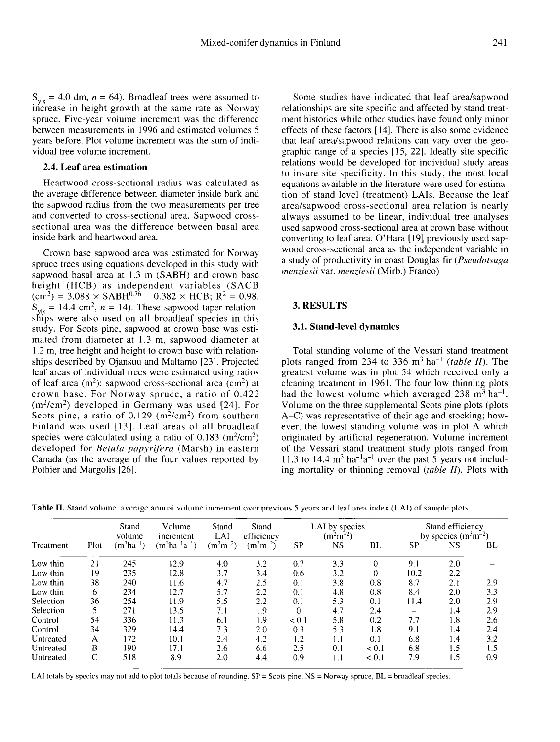$S_{y|x}$ = 4.0 dm, $n$ = 64). Broadleaf trees were assumed to increase in height growth at the same rate as Norway spruce. Five-year volume increment was the difference between measurements in 1996 and estimated volumes 5 years before. Plot volume increment was the sum of individual tree volume increment.

### 2.4. Leaf area estimation

Heartwood cross-sectional radius was calculated as the average difference between diameter inside bark and the sapwood radius from the two measurements per tree and converted to cross-sectional area. Sapwood cross-sectional area was the difference between basal area inside bark and heartwood area.

Crown base sapwood area was estimated for Norway spruce trees using equations developed in this study with sapwood basal area at 1.3 m (SABH) and crown base height (HCB) as independent variables (SACB ($cm^2$) = 3.088 × $SABH^{0.76}$ – 0.382 × HCB; $R^2$ = 0.98, $S_{y|x}$ = 14.4 $cm^2$, $n$ = 14). These sapwood taper relationships were also used on all broadleaf species in this study. For Scots pine, sapwood at crown base was estimated from diameter at 1.3 m, sapwood diameter at 1.2 m, tree height and height to crown base with relationships described by Ojansuu and Maltamo [23]. Projected leaf areas of individual trees were estimated using ratios of leaf area ($m^2$): sapwood cross-sectional area ($cm^2$) at crown base. For Norway spruce, a ratio of 0.422 ($m^2/cm^2$) developed in Germany was used [24]. For Scots pine, a ratio of 0.129 ($m^2/cm^2$) from southern Finland was used [13]. Leaf areas of all broadleaf species were calculated using a ratio of 0.183 ($m^2/cm^2$) developed for *Betula papyrifera* (Marsh) in eastern Canada (as the average of the four values reported by Pothier and Margolis [26].

Some studies have indicated that leaf area/sapwood relationships are site specific and affected by stand treatment histories while other studies have found only minor effects of these factors [14]. There is also some evidence that leaf area/sapwood relations can vary over the geographic range of a species [15, 22]. Ideally site specific relations would be developed for individual study areas to insure site specificity. In this study, the most local equations available in the literature were used for estimation of stand level (treatment) LAIs. Because the leaf area/sapwood cross-sectional area relation is nearly always assumed to be linear, individual tree analyses used sapwood cross-sectional area at crown base without converting to leaf area. O'Hara [19] previously used sapwood cross-sectional area as the independent variable in a study of productivity in coast Douglas fir (*Pseudotsuga menziesii* var. *menziesii* (Mirb.) Franco)

## 3. RESULTS

### 3.1. Stand-level dynamics

Total standing volume of the Vessari stand treatment plots ranged from 234 to 336 $m^3\ ha^{-1}$ (*table II*). The greatest volume was in plot 54 which received only a cleaning treatment in 1961. The four low thinning plots had the lowest volume which averaged 238 $m^3\ ha^{-1}$. Volume on the three supplemental Scots pine plots (plots A–C) was representative of their age and stocking; however, the lowest standing volume was in plot A which originated by artificial regeneration. Volume increment of the Vessari stand treatment study plots ranged from 11.3 to 14.4 $m^3\ ha^{-1}a^{-1}$ over the past 5 years not including mortality or thinning removal (*table II*). Plots with

**Table II.** Stand volume, average annual volume increment over previous 5 years and leaf area index (LAI) of sample plots.

| Treatment | Plot | Stand volume ($m^3ha^{-1}$) | Volume increment ($m^3ha^{-1}a^{-1}$) | Stand LAI ($m^2m^{-2}$) | Stand efficiency ($m^3m^{-2}$) | LAI by species ($m^2m^{-2}$) | | | Stand efficiency by species ($m^3m^{-2}$) | | |
|---|---|---|---|---|---|---|---|---|---|---|---|
| | | | | | | SP | NS | BL | SP | NS | BL |
| Low thin | 21 | 245 | 12.9 | 4.0 | 3.2 | 0.7 | 3.3 | 0 | 9.1 | 2.0 | – |
| Low thin | 19 | 235 | 12.8 | 3.7 | 3.4 | 0.6 | 3.2 | 0 | 10.2 | 2.2 | – |
| Low thin | 38 | 240 | 11.6 | 4.7 | 2.5 | 0.1 | 3.8 | 0.8 | 8.7 | 2.1 | 2.9 |
| Low thin | 6 | 234 | 12.7 | 5.7 | 2.2 | 0.1 | 4.8 | 0.8 | 8.4 | 2.0 | 3.3 |
| Selection | 36 | 254 | 11.9 | 5.5 | 2.2 | 0.1 | 5.3 | 0.1 | 11.4 | 2.0 | 2.9 |
| Selection | 5 | 271 | 13.5 | 7.1 | 1.9 | 0 | 4.7 | 2.4 | – | 1.4 | 2.9 |
| Control | 54 | 336 | 11.3 | 6.1 | 1.9 | < 0.1 | 5.8 | 0.2 | 7.7 | 1.8 | 2.6 |
| Control | 34 | 329 | 14.4 | 7.3 | 2.0 | 0.3 | 5.3 | 1.8 | 9.1 | 1.4 | 2.4 |
| Untreated | A | 172 | 10.1 | 2.4 | 4.2 | 1.2 | 1.1 | 0.1 | 6.8 | 1.4 | 3.2 |
| Untreated | B | 190 | 17.1 | 2.6 | 6.6 | 2.5 | 0.1 | < 0.1 | 6.8 | 1.5 | 1.5 |
| Untreated | C | 518 | 8.9 | 2.0 | 4.4 | 0.9 | 1.1 | < 0.1 | 7.9 | 1.5 | 0.9 |

LAI totals by species may not add to plot totals because of rounding. SP = Scots pine, NS = Norway spruce, BL = broadleaf species.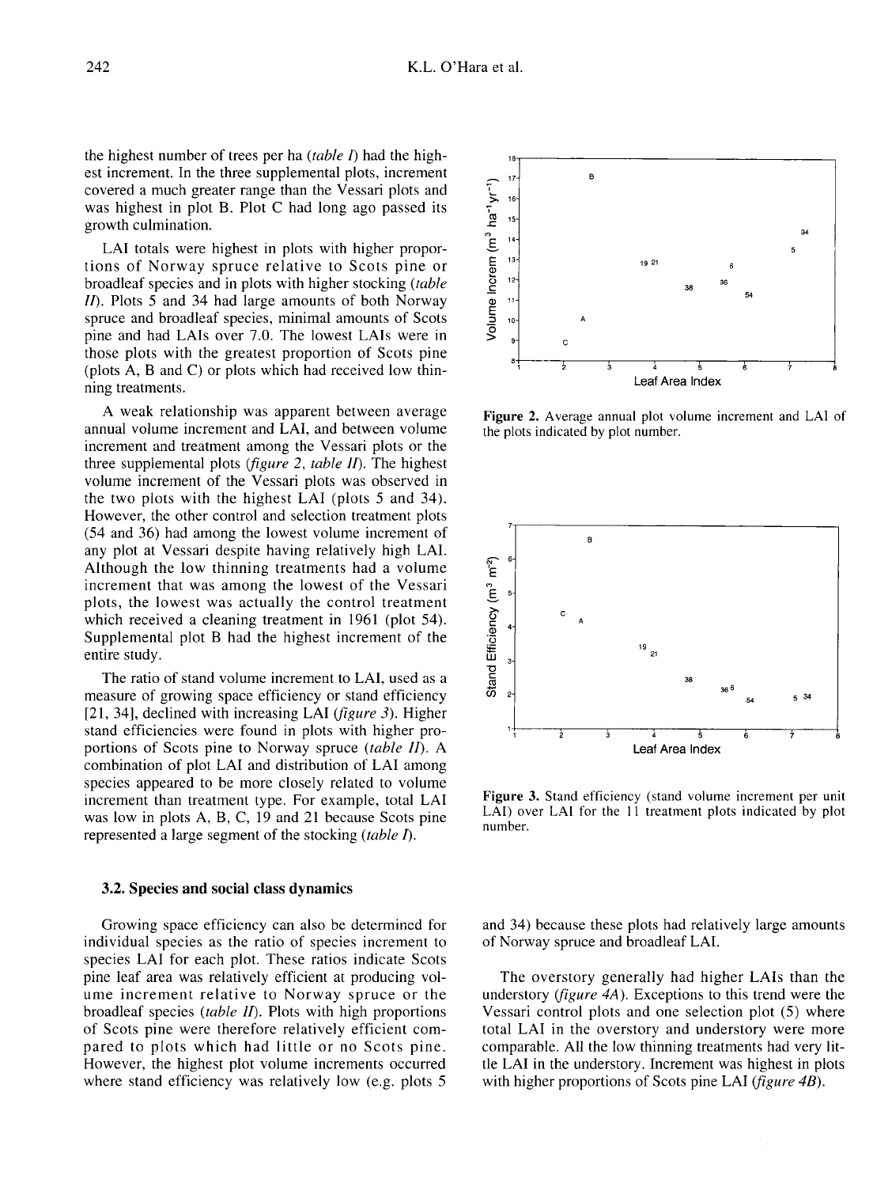the highest number of trees per ha (*table I*) had the highest increment. In the three supplemental plots, increment covered a much greater range than the Vessari plots and was highest in plot B. Plot C had long ago passed its growth culmination.

LAI totals were highest in plots with higher proportions of Norway spruce relative to Scots pine or broadleaf species and in plots with higher stocking (*table II*). Plots 5 and 34 had large amounts of both Norway spruce and broadleaf species, minimal amounts of Scots pine and had LAIs over 7.0. The lowest LAIs were in those plots with the greatest proportion of Scots pine (plots A, B and C) or plots which had received low thinning treatments.

A weak relationship was apparent between average annual volume increment and LAI, and between volume increment and treatment among the Vessari plots or the three supplemental plots (*figure 2*, *table II*). The highest volume increment of the Vessari plots was observed in the two plots with the highest LAI (plots 5 and 34). However, the other control and selection treatment plots (54 and 36) had among the lowest volume increment of any plot at Vessari despite having relatively high LAI. Although the low thinning treatments had a volume increment that was among the lowest of the Vessari plots, the lowest was actually the control treatment which received a cleaning treatment in 1961 (plot 54). Supplemental plot B had the highest increment of the entire study.

The ratio of stand volume increment to LAI, used as a measure of growing space efficiency or stand efficiency [21, 34], declined with increasing LAI (*figure 3*). Higher stand efficiencies were found in plots with higher proportions of Scots pine to Norway spruce (*table II*). A combination of plot LAI and distribution of LAI among species appeared to be more closely related to volume increment than treatment type. For example, total LAI was low in plots A, B, C, 19 and 21 because Scots pine represented a large segment of the stocking (*table I*).

**Figure 2.** Average annual plot volume increment and LAI of the plots indicated by plot number.

**Figure 3.** Stand efficiency (stand volume increment per unit LAI) over LAI for the 11 treatment plots indicated by plot number.

### 3.2. Species and social class dynamics

Growing space efficiency can also be determined for individual species as the ratio of species increment to species LAI for each plot. These ratios indicate Scots pine leaf area was relatively efficient at producing volume increment relative to Norway spruce or the broadleaf species (*table II*). Plots with high proportions of Scots pine were therefore relatively efficient compared to plots which had little or no Scots pine. However, the highest plot volume increments occurred where stand efficiency was relatively low (e.g. plots 5 and 34) because these plots had relatively large amounts of Norway spruce and broadleaf LAI.

The overstory generally had higher LAIs than the understory (*figure 4A*). Exceptions to this trend were the Vessari control plots and one selection plot (5) where total LAI in the overstory and understory were more comparable. All the low thinning treatments had very little LAI in the understory. Increment was highest in plots with higher proportions of Scots pine LAI (*figure 4B*).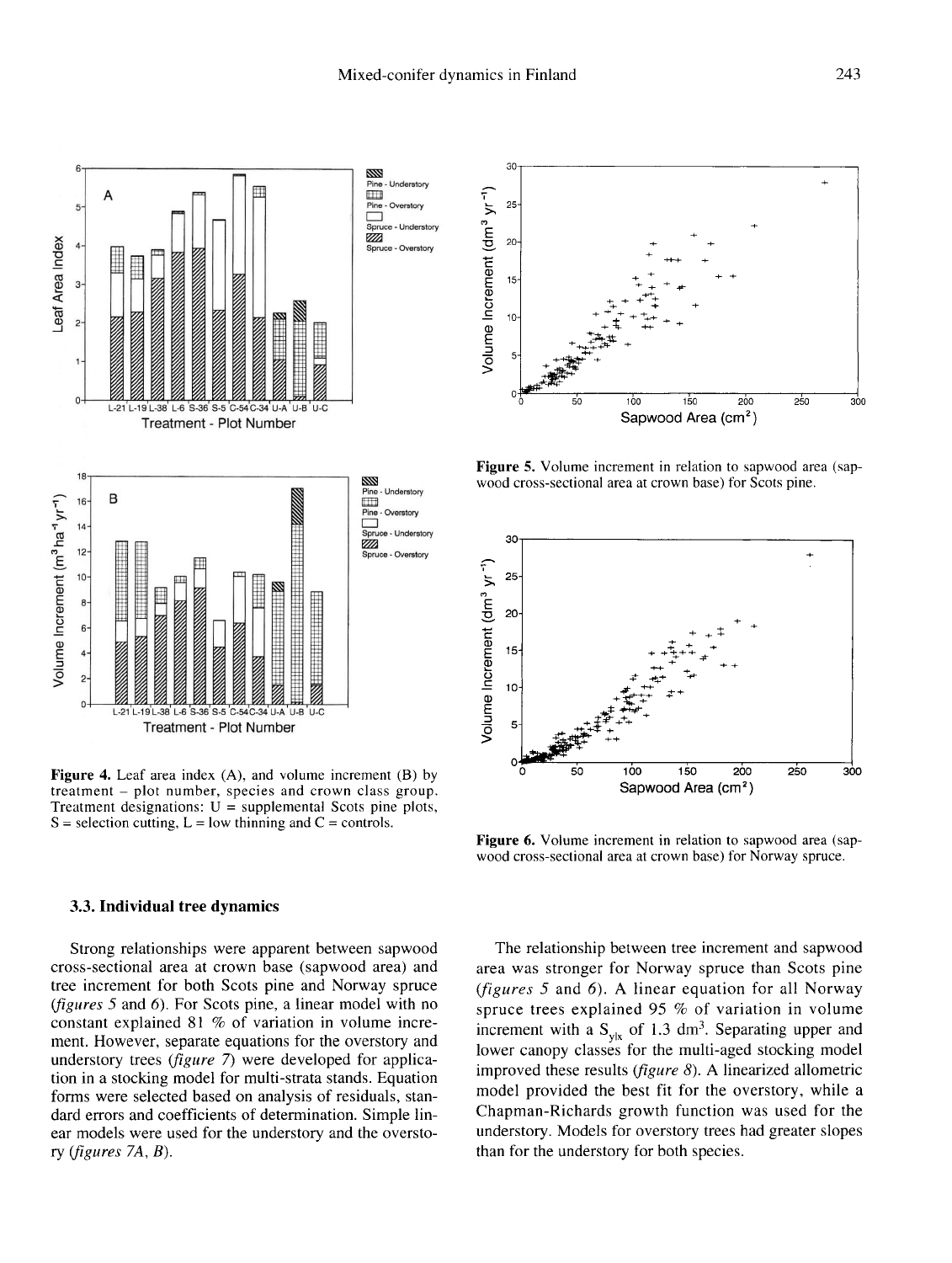**Figure 4.** Leaf area index (A), and volume increment (B) by treatment – plot number, species and crown class group. Treatment designations: U = supplemental Scots pine plots, S = selection cutting, L = low thinning and C = controls.

**Figure 5.** Volume increment in relation to sapwood area (sapwood cross-sectional area at crown base) for Scots pine.

**Figure 6.** Volume increment in relation to sapwood area (sapwood cross-sectional area at crown base) for Norway spruce.

### 3.3. Individual tree dynamics

Strong relationships were apparent between sapwood cross-sectional area at crown base (sapwood area) and tree increment for both Scots pine and Norway spruce (*figures 5* and *6*). For Scots pine, a linear model with no constant explained 81 % of variation in volume increment. However, separate equations for the overstory and understory trees (*figure 7*) were developed for application in a stocking model for multi-strata stands. Equation forms were selected based on analysis of residuals, standard errors and coefficients of determination. Simple linear models were used for the understory and the overstory (*figures 7A, B*).

The relationship between tree increment and sapwood area was stronger for Norway spruce than Scots pine (*figures 5* and *6*). A linear equation for all Norway spruce trees explained 95 % of variation in volume increment with a $S_{y|x}$ of 1.3 $dm^3$. Separating upper and lower canopy classes for the multi-aged stocking model improved these results (*figure 8*). A linearized allometric model provided the best fit for the overstory, while a Chapman-Richards growth function was used for the understory. Models for overstory trees had greater slopes than for the understory for both species.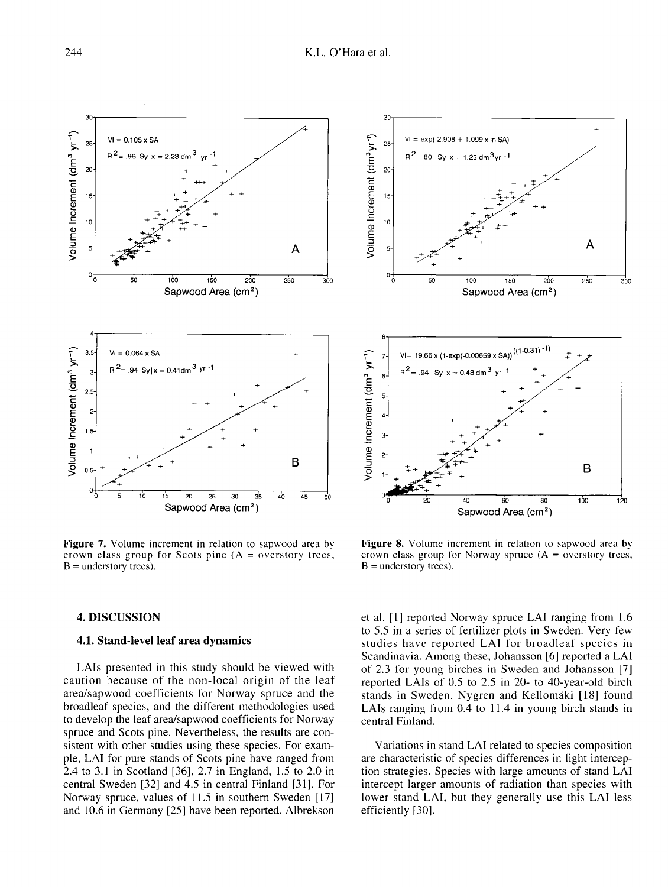Figure 7. Volume increment in relation to sapwood area by crown class group for Scots pine (A = overstory trees, B = understory trees).

Figure 8. Volume increment in relation to sapwood area by crown class group for Norway spruce (A = overstory trees, B = understory trees).

## 4. DISCUSSION

### 4.1. Stand-level leaf area dynamics

LAIs presented in this study should be viewed with caution because of the non-local origin of the leaf area/sapwood coefficients for Norway spruce and the broadleaf species, and the different methodologies used to develop the leaf area/sapwood coefficients for Norway spruce and Scots pine. Nevertheless, the results are consistent with other studies using these species. For example, LAI for pure stands of Scots pine have ranged from 2.4 to 3.1 in Scotland [36], 2.7 in England, 1.5 to 2.0 in central Sweden [32] and 4.5 in central Finland [31]. For Norway spruce, values of 11.5 in southern Sweden [17] and 10.6 in Germany [25] have been reported. Albrekson et al. [1] reported Norway spruce LAI ranging from 1.6 to 5.5 in a series of fertilizer plots in Sweden. Very few studies have reported LAI for broadleaf species in Scandinavia. Among these, Johansson [6] reported a LAI of 2.3 for young birches in Sweden and Johansson [7] reported LAIs of 0.5 to 2.5 in 20- to 40-year-old birch stands in Sweden. Nygren and Kellomäki [18] found LAIs ranging from 0.4 to 11.4 in young birch stands in central Finland.

Variations in stand LAI related to species composition are characteristic of species differences in light interception strategies. Species with large amounts of stand LAI intercept larger amounts of radiation than species with lower stand LAI, but they generally use this LAI less efficiently [30].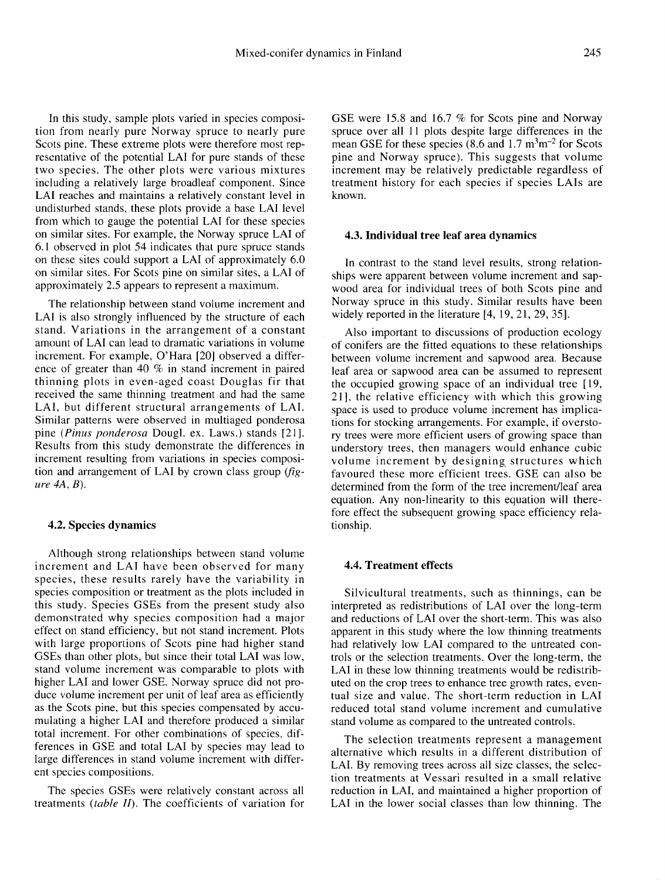In this study, sample plots varied in species composition from nearly pure Norway spruce to nearly pure Scots pine. These extreme plots were therefore most representative of the potential LAI for pure stands of these two species. The other plots were various mixtures including a relatively large broadleaf component. Since LAI reaches and maintains a relatively constant level in undisturbed stands, these plots provide a base LAI level from which to gauge the potential LAI for these species on similar sites. For example, the Norway spruce LAI of 6.1 observed in plot 54 indicates that pure spruce stands on these sites could support a LAI of approximately 6.0 on similar sites. For Scots pine on similar sites, a LAI of approximately 2.5 appears to represent a maximum.

The relationship between stand volume increment and LAI is also strongly influenced by the structure of each stand. Variations in the arrangement of a constant amount of LAI can lead to dramatic variations in volume increment. For example, O'Hara [20] observed a difference of greater than 40 % in stand increment in paired thinning plots in even-aged coast Douglas fir that received the same thinning treatment and had the same LAI, but different structural arrangements of LAI. Similar patterns were observed in multiaged ponderosa pine (*Pinus ponderosa* Dougl. ex. Laws.) stands [21]. Results from this study demonstrate the differences in increment resulting from variations in species composition and arrangement of LAI by crown class group (*figure 4A, B*).

### 4.2. Species dynamics

Although strong relationships between stand volume increment and LAI have been observed for many species, these results rarely have the variability in species composition or treatment as the plots included in this study. Species GSEs from the present study also demonstrated why species composition had a major effect on stand efficiency, but not stand increment. Plots with large proportions of Scots pine had higher stand GSEs than other plots, but since their total LAI was low, stand volume increment was comparable to plots with higher LAI and lower GSE. Norway spruce did not produce volume increment per unit of leaf area as efficiently as the Scots pine, but this species compensated by accumulating a higher LAI and therefore produced a similar total increment. For other combinations of species, differences in GSE and total LAI by species may lead to large differences in stand volume increment with different species compositions.

The species GSEs were relatively constant across all treatments (*table II*). The coefficients of variation for GSE were 15.8 and 16.7 % for Scots pine and Norway spruce over all 11 plots despite large differences in the mean GSE for these species (8.6 and 1.7 $m^3m^{-2}$ for Scots pine and Norway spruce). This suggests that volume increment may be relatively predictable regardless of treatment history for each species if species LAIs are known.

### 4.3. Individual tree leaf area dynamics

In contrast to the stand level results, strong relationships were apparent between volume increment and sapwood area for individual trees of both Scots pine and Norway spruce in this study. Similar results have been widely reported in the literature [4, 19, 21, 29, 35].

Also important to discussions of production ecology of conifers are the fitted equations to these relationships between volume increment and sapwood area. Because leaf area or sapwood area can be assumed to represent the occupied growing space of an individual tree [19, 21], the relative efficiency with which this growing space is used to produce volume increment has implications for stocking arrangements. For example, if overstory trees were more efficient users of growing space than understory trees, then managers would enhance cubic volume increment by designing structures which favoured these more efficient trees. GSE can also be determined from the form of the tree increment/leaf area equation. Any non-linearity to this equation will therefore effect the subsequent growing space efficiency relationship.

### 4.4. Treatment effects

Silvicultural treatments, such as thinnings, can be interpreted as redistributions of LAI over the long-term and reductions of LAI over the short-term. This was also apparent in this study where the low thinning treatments had relatively low LAI compared to the untreated controls or the selection treatments. Over the long-term, the LAI in these low thinning treatments would be redistributed on the crop trees to enhance tree growth rates, eventual size and value. The short-term reduction in LAI reduced total stand volume increment and cumulative stand volume as compared to the untreated controls.

The selection treatments represent a management alternative which results in a different distribution of LAI. By removing trees across all size classes, the selection treatments at Vessari resulted in a small relative reduction in LAI, and maintained a higher proportion of LAI in the lower social classes than low thinning. The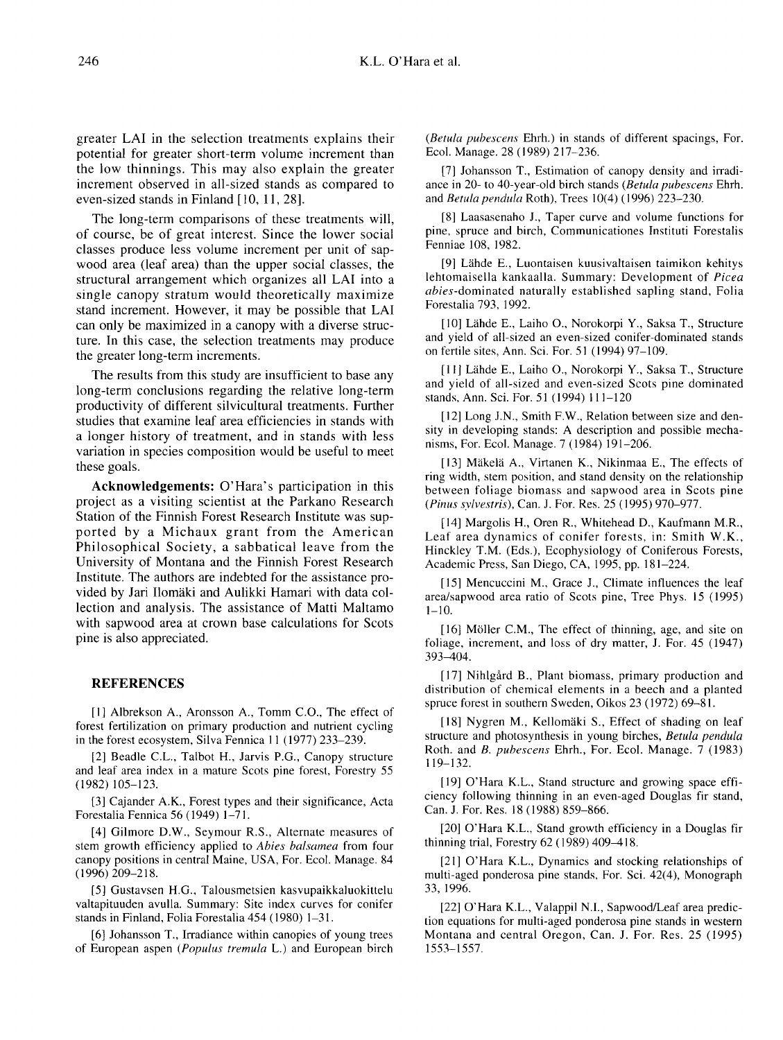greater LAI in the selection treatments explains their potential for greater short-term volume increment than the low thinnings. This may also explain the greater increment observed in all-sized stands as compared to even-sized stands in Finland [10, 11, 28].

The long-term comparisons of these treatments will, of course, be of great interest. Since the lower social classes produce less volume increment per unit of sapwood area (leaf area) than the upper social classes, the structural arrangement which organizes all LAI into a single canopy stratum would theoretically maximize stand increment. However, it may be possible that LAI can only be maximized in a canopy with a diverse structure. In this case, the selection treatments may produce the greater long-term increments.

The results from this study are insufficient to base any long-term conclusions regarding the relative long-term productivity of different silvicultural treatments. Further studies that examine leaf area efficiencies in stands with a longer history of treatment, and in stands with less variation in species composition would be useful to meet these goals.

**Acknowledgements:** O'Hara's participation in this project as a visiting scientist at the Parkano Research Station of the Finnish Forest Research Institute was supported by a Michaux grant from the American Philosophical Society, a sabbatical leave from the University of Montana and the Finnish Forest Research Institute. The authors are indebted for the assistance provided by Jari Ilomäki and Aulikki Hamari with data collection and analysis. The assistance of Matti Maltamo with sapwood area at crown base calculations for Scots pine is also appreciated.

## REFERENCES

[1] Albrekson A., Aronsson A., Tomm C.O., The effect of forest fertilization on primary production and nutrient cycling in the forest ecosystem, Silva Fennica 11 (1977) 233–239.

[2] Beadle C.L., Talbot H., Jarvis P.G., Canopy structure and leaf area index in a mature Scots pine forest, Forestry 55 (1982) 105–123.

[3] Cajander A.K., Forest types and their significance, Acta Forestalia Fennica 56 (1949) 1–71.

[4] Gilmore D.W., Seymour R.S., Alternate measures of stem growth efficiency applied to *Abies balsamea* from four canopy positions in central Maine, USA, For. Ecol. Manage. 84 (1996) 209–218.

[5] Gustavsen H.G., Talousmetsien kasvupaikkaluokittelu valtapituuden avulla. Summary: Site index curves for conifer stands in Finland, Folia Forestalia 454 (1980) 1–31.

[6] Johansson T., Irradiance within canopies of young trees of European aspen (*Populus tremula* L.) and European birch (*Betula pubescens* Ehrh.) in stands of different spacings, For. Ecol. Manage. 28 (1989) 217–236.

[7] Johansson T., Estimation of canopy density and irradiance in 20- to 40-year-old birch stands (*Betula pubescens* Ehrh. and *Betula pendula* Roth), Trees 10(4) (1996) 223–230.

[8] Laasasenaho J., Taper curve and volume functions for pine, spruce and birch, Communicationes Instituti Forestalis Fenniae 108, 1982.

[9] Lähde E., Luontaisen kuusivaltaisen taimikon kehitys lehtomaisella kankaalla. Summary: Development of *Picea abies*-dominated naturally established sapling stand, Folia Forestalia 793, 1992.

[10] Lähde E., Laiho O., Norokorpi Y., Saksa T., Structure and yield of all-sized an even-sized conifer-dominated stands on fertile sites, Ann. Sci. For. 51 (1994) 97–109.

[11] Lähde E., Laiho O., Norokorpi Y., Saksa T., Structure and yield of all-sized and even-sized Scots pine dominated stands, Ann. Sci. For. 51 (1994) 111–120

[12] Long J.N., Smith F.W., Relation between size and density in developing stands: A description and possible mechanisms, For. Ecol. Manage. 7 (1984) 191–206.

[13] Mäkelä A., Virtanen K., Nikinmaa E., The effects of ring width, stem position, and stand density on the relationship between foliage biomass and sapwood area in Scots pine (*Pinus sylvestris*), Can. J. For. Res. 25 (1995) 970–977.

[14] Margolis H., Oren R., Whitehead D., Kaufmann M.R., Leaf area dynamics of conifer forests, in: Smith W.K., Hinckley T.M. (Eds.), Ecophysiology of Coniferous Forests, Academic Press, San Diego, CA, 1995, pp. 181–224.

[15] Mencuccini M., Grace J., Climate influences the leaf area/sapwood area ratio of Scots pine, Tree Phys. 15 (1995) 1–10.

[16] Möller C.M., The effect of thinning, age, and site on foliage, increment, and loss of dry matter, J. For. 45 (1947) 393–404.

[17] Nihlgård B., Plant biomass, primary production and distribution of chemical elements in a beech and a planted spruce forest in southern Sweden, Oikos 23 (1972) 69–81.

[18] Nygren M., Kellomäki S., Effect of shading on leaf structure and photosynthesis in young birches, *Betula pendula* Roth. and *B. pubescens* Ehrh., For. Ecol. Manage. 7 (1983) 119–132.

[19] O'Hara K.L., Stand structure and growing space efficiency following thinning in an even-aged Douglas fir stand, Can. J. For. Res. 18 (1988) 859–866.

[20] O'Hara K.L., Stand growth efficiency in a Douglas fir thinning trial, Forestry 62 (1989) 409–418.

[21] O'Hara K.L., Dynamics and stocking relationships of multi-aged ponderosa pine stands, For. Sci. 42(4), Monograph 33, 1996.

[22] O'Hara K.L., Valappil N.I., Sapwood/Leaf area prediction equations for multi-aged ponderosa pine stands in western Montana and central Oregon, Can. J. For. Res. 25 (1995) 1553–1557.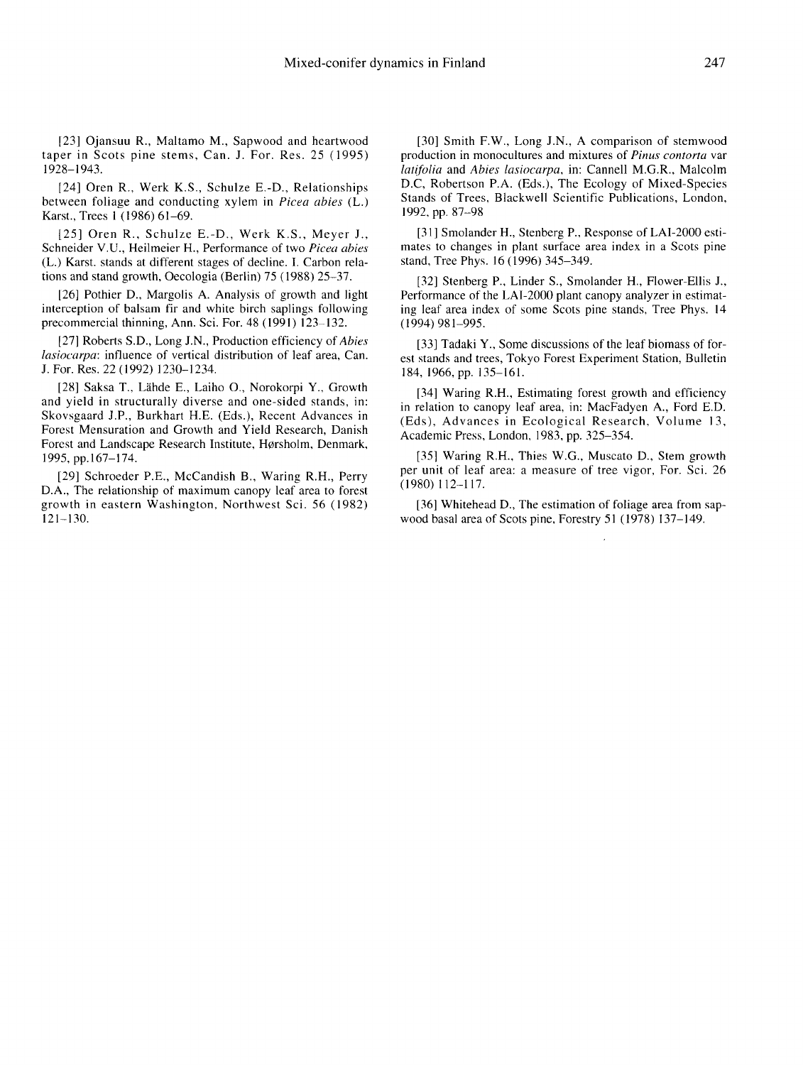[23] Ojansuu R., Maltamo M., Sapwood and heartwood taper in Scots pine stems, Can. J. For. Res. 25 (1995) 1928–1943.

[24] Oren R., Werk K.S., Schulze E.-D., Relationships between foliage and conducting xylem in *Picea abies* (L.) Karst., Trees 1 (1986) 61–69.

[25] Oren R., Schulze E.-D., Werk K.S., Meyer J., Schneider V.U., Heilmeier H., Performance of two *Picea abies* (L.) Karst. stands at different stages of decline. I. Carbon relations and stand growth, Oecologia (Berlin) 75 (1988) 25–37.

[26] Pothier D., Margolis A. Analysis of growth and light interception of balsam fir and white birch saplings following precommercial thinning, Ann. Sci. For. 48 (1991) 123–132.

[27] Roberts S.D., Long J.N., Production efficiency of *Abies lasiocarpa*: influence of vertical distribution of leaf area, Can. J. For. Res. 22 (1992) 1230–1234.

[28] Saksa T., Lähde E., Laiho O., Norokorpi Y., Growth and yield in structurally diverse and one-sided stands, in: Skovsgaard J.P., Burkhart H.E. (Eds.), Recent Advances in Forest Mensuration and Growth and Yield Research, Danish Forest and Landscape Research Institute, Hørsholm, Denmark, 1995, pp.167–174.

[29] Schroeder P.E., McCandish B., Waring R.H., Perry D.A., The relationship of maximum canopy leaf area to forest growth in eastern Washington, Northwest Sci. 56 (1982) 121–130.

[30] Smith F.W., Long J.N., A comparison of stemwood production in monocultures and mixtures of *Pinus contorta* var *latifolia* and *Abies lasiocarpa*, in: Cannell M.G.R., Malcolm D.C, Robertson P.A. (Eds.), The Ecology of Mixed-Species Stands of Trees, Blackwell Scientific Publications, London, 1992, pp. 87–98

[31] Smolander H., Stenberg P., Response of LAI-2000 estimates to changes in plant surface area index in a Scots pine stand, Tree Phys. 16 (1996) 345–349.

[32] Stenberg P., Linder S., Smolander H., Flower-Ellis J., Performance of the LAI-2000 plant canopy analyzer in estimating leaf area index of some Scots pine stands, Tree Phys. 14 (1994) 981–995.

[33] Tadaki Y., Some discussions of the leaf biomass of forest stands and trees, Tokyo Forest Experiment Station, Bulletin 184, 1966, pp. 135–161.

[34] Waring R.H., Estimating forest growth and efficiency in relation to canopy leaf area, in: MacFadyen A., Ford E.D. (Eds), Advances in Ecological Research, Volume 13, Academic Press, London, 1983, pp. 325–354.

[35] Waring R.H., Thies W.G., Muscato D., Stem growth per unit of leaf area: a measure of tree vigor, For. Sci. 26 (1980) 112–117.

[36] Whitehead D., The estimation of foliage area from sapwood basal area of Scots pine, Forestry 51 (1978) 137–149.